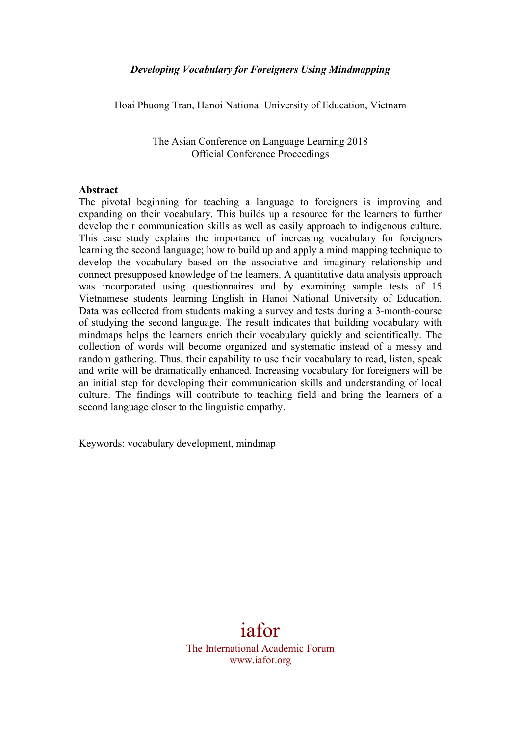***Developing Vocabulary for Foreigners Using Mindmapping***

Hoai Phuong Tran, Hanoi National University of Education, Vietnam

The Asian Conference on Language Learning 2018
Official Conference Proceedings

**Abstract**

The pivotal beginning for teaching a language to foreigners is improving and expanding on their vocabulary. This builds up a resource for the learners to further develop their communication skills as well as easily approach to indigenous culture. This case study explains the importance of increasing vocabulary for foreigners learning the second language; how to build up and apply a mind mapping technique to develop the vocabulary based on the associative and imaginary relationship and connect presupposed knowledge of the learners. A quantitative data analysis approach was incorporated using questionnaires and by examining sample tests of 15 Vietnamese students learning English in Hanoi National University of Education. Data was collected from students making a survey and tests during a 3-month-course of studying the second language. The result indicates that building vocabulary with mindmaps helps the learners enrich their vocabulary quickly and scientifically. The collection of words will become organized and systematic instead of a messy and random gathering. Thus, their capability to use their vocabulary to read, listen, speak and write will be dramatically enhanced. Increasing vocabulary for foreigners will be an initial step for developing their communication skills and understanding of local culture. The findings will contribute to teaching field and bring the learners of a second language closer to the linguistic empathy.

Keywords: vocabulary development, mindmap

iafor

The International Academic Forum
www.iafor.org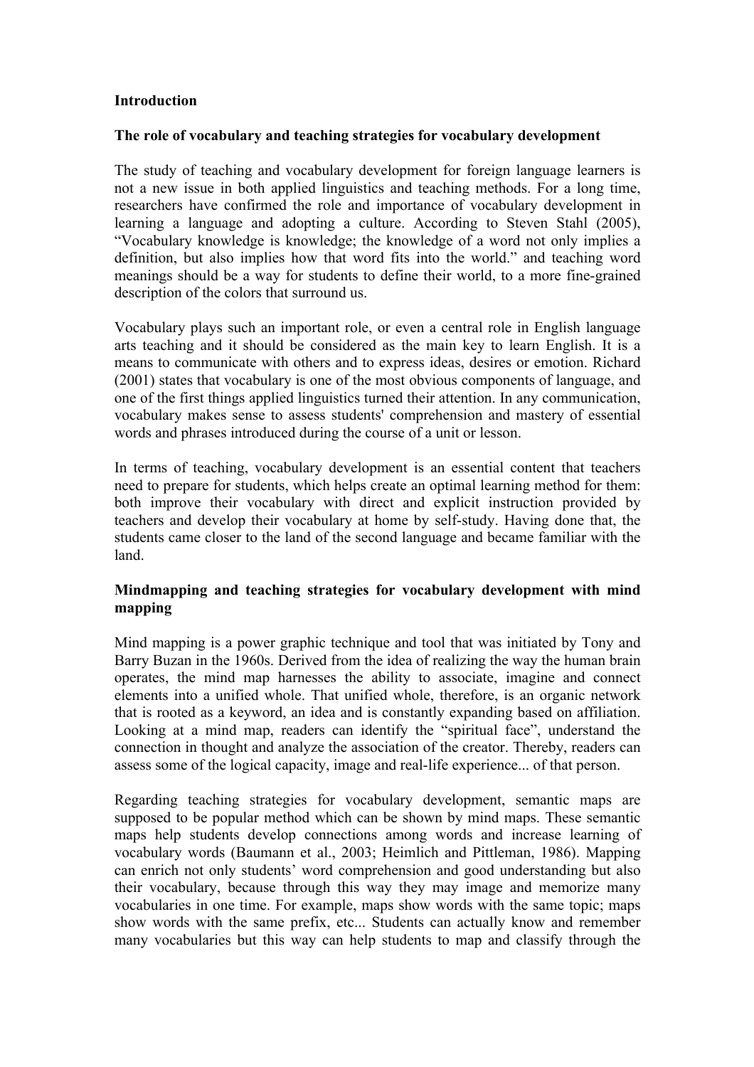## Introduction

### The role of vocabulary and teaching strategies for vocabulary development

The study of teaching and vocabulary development for foreign language learners is not a new issue in both applied linguistics and teaching methods. For a long time, researchers have confirmed the role and importance of vocabulary development in learning a language and adopting a culture. According to Steven Stahl (2005), "Vocabulary knowledge is knowledge; the knowledge of a word not only implies a definition, but also implies how that word fits into the world." and teaching word meanings should be a way for students to define their world, to a more fine-grained description of the colors that surround us.

Vocabulary plays such an important role, or even a central role in English language arts teaching and it should be considered as the main key to learn English. It is a means to communicate with others and to express ideas, desires or emotion. Richard (2001) states that vocabulary is one of the most obvious components of language, and one of the first things applied linguistics turned their attention. In any communication, vocabulary makes sense to assess students' comprehension and mastery of essential words and phrases introduced during the course of a unit or lesson.

In terms of teaching, vocabulary development is an essential content that teachers need to prepare for students, which helps create an optimal learning method for them: both improve their vocabulary with direct and explicit instruction provided by teachers and develop their vocabulary at home by self-study. Having done that, the students came closer to the land of the second language and became familiar with the land.

### Mindmapping and teaching strategies for vocabulary development with mind mapping

Mind mapping is a power graphic technique and tool that was initiated by Tony and Barry Buzan in the 1960s. Derived from the idea of realizing the way the human brain operates, the mind map harnesses the ability to associate, imagine and connect elements into a unified whole. That unified whole, therefore, is an organic network that is rooted as a keyword, an idea and is constantly expanding based on affiliation. Looking at a mind map, readers can identify the "spiritual face", understand the connection in thought and analyze the association of the creator. Thereby, readers can assess some of the logical capacity, image and real-life experience... of that person.

Regarding teaching strategies for vocabulary development, semantic maps are supposed to be popular method which can be shown by mind maps. These semantic maps help students develop connections among words and increase learning of vocabulary words (Baumann et al., 2003; Heimlich and Pittleman, 1986). Mapping can enrich not only students' word comprehension and good understanding but also their vocabulary, because through this way they may image and memorize many vocabularies in one time. For example, maps show words with the same topic; maps show words with the same prefix, etc... Students can actually know and remember many vocabularies but this way can help students to map and classify through the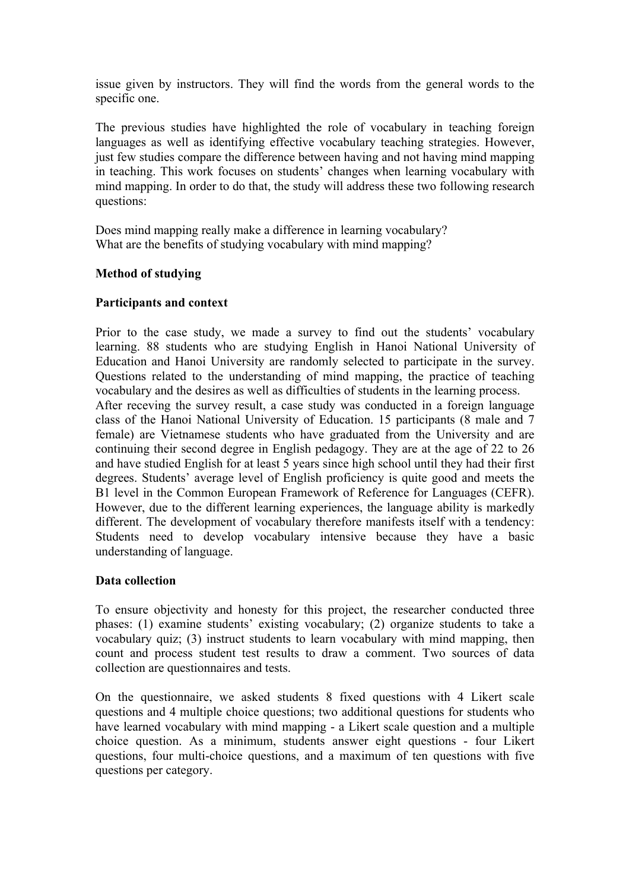issue given by instructors. They will find the words from the general words to the specific one.

The previous studies have highlighted the role of vocabulary in teaching foreign languages as well as identifying effective vocabulary teaching strategies. However, just few studies compare the difference between having and not having mind mapping in teaching. This work focuses on students' changes when learning vocabulary with mind mapping. In order to do that, the study will address these two following research questions:

Does mind mapping really make a difference in learning vocabulary?
What are the benefits of studying vocabulary with mind mapping?

**Method of studying**

**Participants and context**

Prior to the case study, we made a survey to find out the students' vocabulary learning. 88 students who are studying English in Hanoi National University of Education and Hanoi University are randomly selected to participate in the survey. Questions related to the understanding of mind mapping, the practice of teaching vocabulary and the desires as well as difficulties of students in the learning process.
After receving the survey result, a case study was conducted in a foreign language class of the Hanoi National University of Education. 15 participants (8 male and 7 female) are Vietnamese students who have graduated from the University and are continuing their second degree in English pedagogy. They are at the age of 22 to 26 and have studied English for at least 5 years since high school until they had their first degrees. Students' average level of English proficiency is quite good and meets the B1 level in the Common European Framework of Reference for Languages (CEFR). However, due to the different learning experiences, the language ability is markedly different. The development of vocabulary therefore manifests itself with a tendency: Students need to develop vocabulary intensive because they have a basic understanding of language.

**Data collection**

To ensure objectivity and honesty for this project, the researcher conducted three phases: (1) examine students' existing vocabulary; (2) organize students to take a vocabulary quiz; (3) instruct students to learn vocabulary with mind mapping, then count and process student test results to draw a comment. Two sources of data collection are questionnaires and tests.

On the questionnaire, we asked students 8 fixed questions with 4 Likert scale questions and 4 multiple choice questions; two additional questions for students who have learned vocabulary with mind mapping - a Likert scale question and a multiple choice question. As a minimum, students answer eight questions - four Likert questions, four multi-choice questions, and a maximum of ten questions with five questions per category.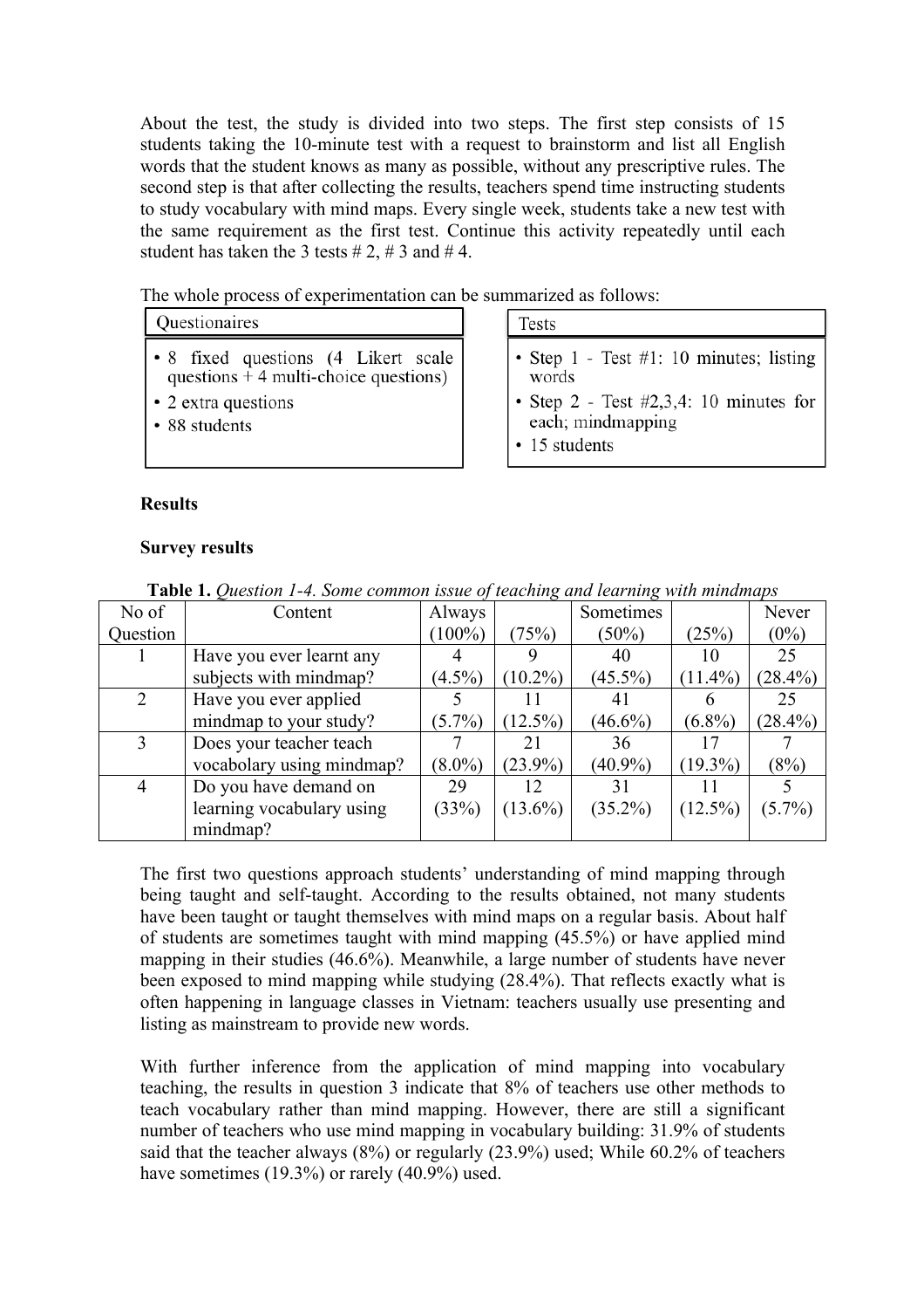About the test, the study is divided into two steps. The first step consists of 15 students taking the 10-minute test with a request to brainstorm and list all English words that the student knows as many as possible, without any prescriptive rules. The second step is that after collecting the results, teachers spend time instructing students to study vocabulary with mind maps. Every single week, students take a new test with the same requirement as the first test. Continue this activity repeatedly until each student has taken the 3 tests # 2, # 3 and # 4.

The whole process of experimentation can be summarized as follows:

| Questionaires |
| --- |
| • 8 fixed questions (4 Likert scale questions + 4 multi-choice questions)<br>• 2 extra questions<br>• 88 students |

| Tests |
| --- |
| • Step 1 - Test #1: 10 minutes; listing words<br>• Step 2 - Test #2,3,4: 10 minutes for each; mindmapping<br>• 15 students |

**Results**

**Survey results**

**Table 1.** *Question 1-4. Some common issue of teaching and learning with mindmaps*

| No of Question | Content | Always (100%) | (75%) | Sometimes (50%) | (25%) | Never (0%) |
| --- | --- | --- | --- | --- | --- | --- |
| 1 | Have you ever learnt any subjects with mindmap? | 4 (4.5%) | 9 (10.2%) | 40 (45.5%) | 10 (11.4%) | 25 (28.4%) |
| 2 | Have you ever applied mindmap to your study? | 5 (5.7%) | 11 (12.5%) | 41 (46.6%) | 6 (6.8%) | 25 (28.4%) |
| 3 | Does your teacher teach vocabulary using mindmap? | 7 (8.0%) | 21 (23.9%) | 36 (40.9%) | 17 (19.3%) | 7 (8%) |
| 4 | Do you have demand on learning vocabulary using mindmap? | 29 (33%) | 12 (13.6%) | 31 (35.2%) | 11 (12.5%) | 5 (5.7%) |

The first two questions approach students' understanding of mind mapping through being taught and self-taught. According to the results obtained, not many students have been taught or taught themselves with mind maps on a regular basis. About half of students are sometimes taught with mind mapping (45.5%) or have applied mind mapping in their studies (46.6%). Meanwhile, a large number of students have never been exposed to mind mapping while studying (28.4%). That reflects exactly what is often happening in language classes in Vietnam: teachers usually use presenting and listing as mainstream to provide new words.

With further inference from the application of mind mapping into vocabulary teaching, the results in question 3 indicate that 8% of teachers use other methods to teach vocabulary rather than mind mapping. However, there are still a significant number of teachers who use mind mapping in vocabulary building: 31.9% of students said that the teacher always (8%) or regularly (23.9%) used; While 60.2% of teachers have sometimes (19.3%) or rarely (40.9%) used.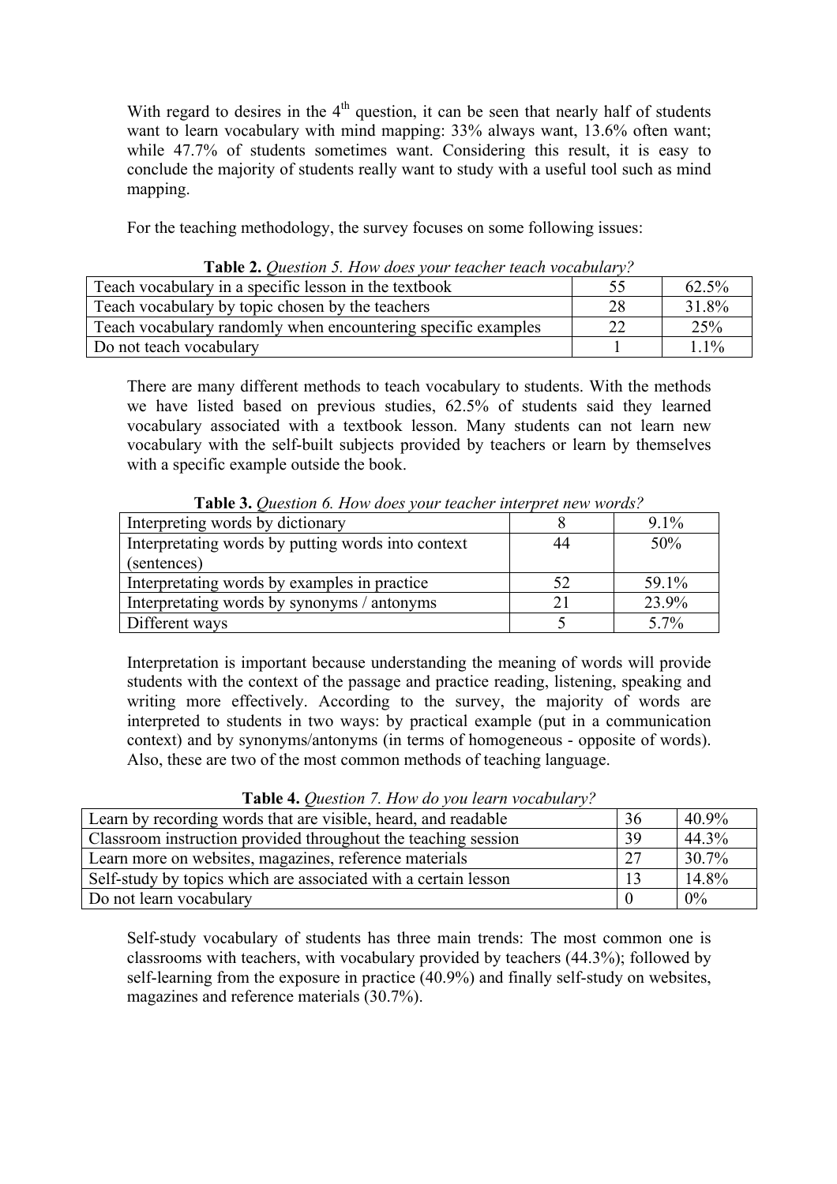With regard to desires in the 4th question, it can be seen that nearly half of students want to learn vocabulary with mind mapping: 33% always want, 13.6% often want; while 47.7% of students sometimes want. Considering this result, it is easy to conclude the majority of students really want to study with a useful tool such as mind mapping.

For the teaching methodology, the survey focuses on some following issues:

**Table 2.** *Question 5. How does your teacher teach vocabulary?*

| | | |
|---|---|---|
| Teach vocabulary in a specific lesson in the textbook | 55 | 62.5% |
| Teach vocabulary by topic chosen by the teachers | 28 | 31.8% |
| Teach vocabulary randomly when encountering specific examples | 22 | 25% |
| Do not teach vocabulary | 1 | 1.1% |

There are many different methods to teach vocabulary to students. With the methods we have listed based on previous studies, 62.5% of students said they learned vocabulary associated with a textbook lesson. Many students can not learn new vocabulary with the self-built subjects provided by teachers or learn by themselves with a specific example outside the book.

**Table 3.** *Question 6. How does your teacher interpret new words?*

| | | |
|---|---|---|
| Interpreting words by dictionary | 8 | 9.1% |
| Interpretating words by putting words into context (sentences) | 44 | 50% |
| Interpretating words by examples in practice | 52 | 59.1% |
| Interpretating words by synonyms / antonyms | 21 | 23.9% |
| Different ways | 5 | 5.7% |

Interpretation is important because understanding the meaning of words will provide students with the context of the passage and practice reading, listening, speaking and writing more effectively. According to the survey, the majority of words are interpreted to students in two ways: by practical example (put in a communication context) and by synonyms/antonyms (in terms of homogeneous - opposite of words). Also, these are two of the most common methods of teaching language.

**Table 4.** *Question 7. How do you learn vocabulary?*

| | | |
|---|---|---|
| Learn by recording words that are visible, heard, and readable | 36 | 40.9% |
| Classroom instruction provided throughout the teaching session | 39 | 44.3% |
| Learn more on websites, magazines, reference materials | 27 | 30.7% |
| Self-study by topics which are associated with a certain lesson | 13 | 14.8% |
| Do not learn vocabulary | 0 | 0% |

Self-study vocabulary of students has three main trends: The most common one is classrooms with teachers, with vocabulary provided by teachers (44.3%); followed by self-learning from the exposure in practice (40.9%) and finally self-study on websites, magazines and reference materials (30.7%).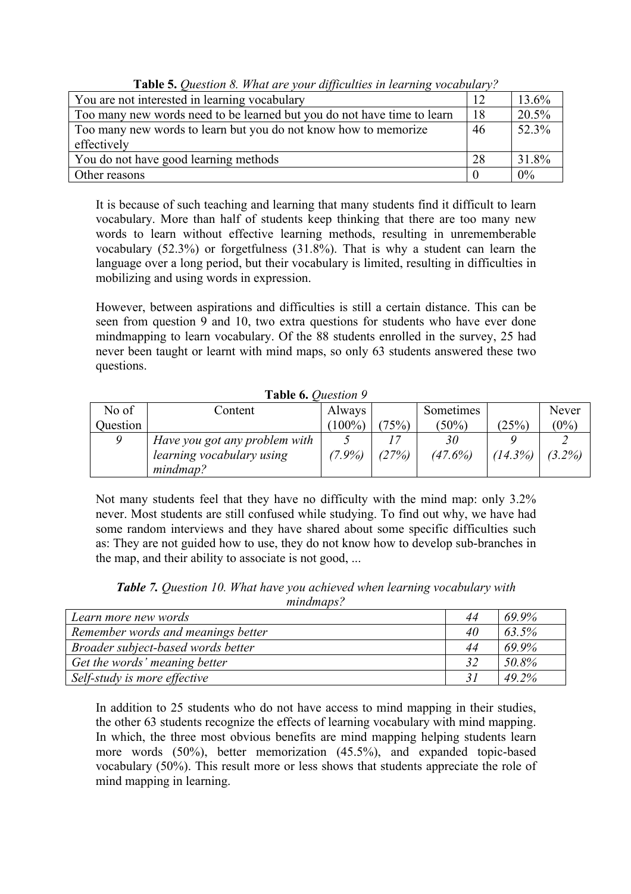**Table 5.** *Question 8. What are your difficulties in learning vocabulary?*

| | | |
|---|---|---|
| You are not interested in learning vocabulary | 12 | 13.6% |
| Too many new words need to be learned but you do not have time to learn | 18 | 20.5% |
| Too many new words to learn but you do not know how to memorize effectively | 46 | 52.3% |
| You do not have good learning methods | 28 | 31.8% |
| Other reasons | 0 | 0% |

It is because of such teaching and learning that many students find it difficult to learn vocabulary. More than half of students keep thinking that there are too many new words to learn without effective learning methods, resulting in unrememberable vocabulary (52.3%) or forgetfulness (31.8%). That is why a student can learn the language over a long period, but their vocabulary is limited, resulting in difficulties in mobilizing and using words in expression.

However, between aspirations and difficulties is still a certain distance. This can be seen from question 9 and 10, two extra questions for students who have ever done mindmapping to learn vocabulary. Of the 88 students enrolled in the survey, 25 had never been taught or learnt with mind maps, so only 63 students answered these two questions.

**Table 6.** *Question 9*

| No of Question | Content | Always (100%) | (75%) | Sometimes (50%) | (25%) | Never (0%) |
|---|---|---|---|---|---|---|
| *9* | *Have you got any problem with learning vocabulary using mindmap?* | *5 (7.9%)* | *17 (27%)* | *30 (47.6%)* | *9 (14.3%)* | *2 (3.2%)* |

Not many students feel that they have no difficulty with the mind map: only 3.2% never. Most students are still confused while studying. To find out why, we have had some random interviews and they have shared about some specific difficulties such as: They are not guided how to use, they do not know how to develop sub-branches in the map, and their ability to associate is not good, ...

***Table 7.*** *Question 10. What have you achieved when learning vocabulary with mindmaps?*

| | | |
|---|---|---|
| *Learn more new words* | *44* | *69.9%* |
| *Remember words and meanings better* | *40* | *63.5%* |
| *Broader subject-based words better* | *44* | *69.9%* |
| *Get the words' meaning better* | *32* | *50.8%* |
| *Self-study is more effective* | *31* | *49.2%* |

In addition to 25 students who do not have access to mind mapping in their studies, the other 63 students recognize the effects of learning vocabulary with mind mapping. In which, the three most obvious benefits are mind mapping helping students learn more words (50%), better memorization (45.5%), and expanded topic-based vocabulary (50%). This result more or less shows that students appreciate the role of mind mapping in learning.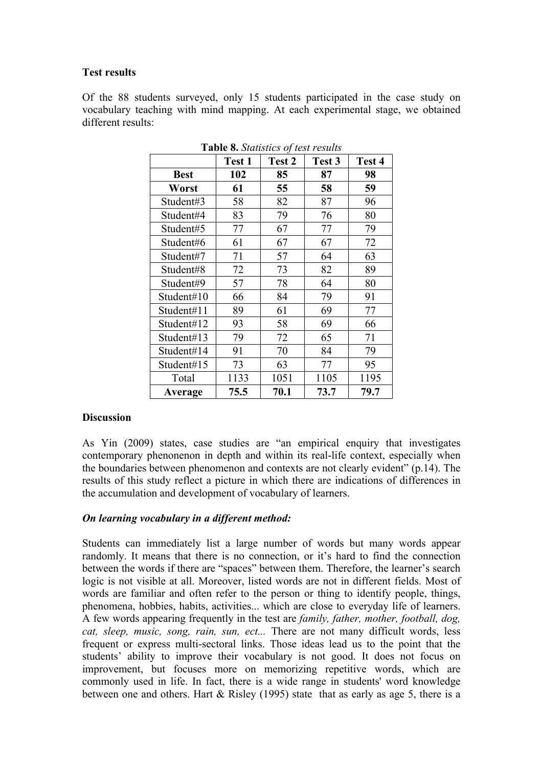**Test results**

Of the 88 students surveyed, only 15 students participated in the case study on vocabulary teaching with mind mapping. At each experimental stage, we obtained different results:

**Table 8.** *Statistics of test results*

| | Test 1 | Test 2 | Test 3 | Test 4 |
|---|---|---|---|---|
| **Best** | **102** | **85** | **87** | **98** |
| **Worst** | **61** | **55** | **58** | **59** |
| Student#3 | 58 | 82 | 87 | 96 |
| Student#4 | 83 | 79 | 76 | 80 |
| Student#5 | 77 | 67 | 77 | 79 |
| Student#6 | 61 | 67 | 67 | 72 |
| Student#7 | 71 | 57 | 64 | 63 |
| Student#8 | 72 | 73 | 82 | 89 |
| Student#9 | 57 | 78 | 64 | 80 |
| Student#10 | 66 | 84 | 79 | 91 |
| Student#11 | 89 | 61 | 69 | 77 |
| Student#12 | 93 | 58 | 69 | 66 |
| Student#13 | 79 | 72 | 65 | 71 |
| Student#14 | 91 | 70 | 84 | 79 |
| Student#15 | 73 | 63 | 77 | 95 |
| Total | 1133 | 1051 | 1105 | 1195 |
| **Average** | **75.5** | **70.1** | **73.7** | **79.7** |

**Discussion**

As Yin (2009) states, case studies are "an empirical enquiry that investigates contemporary phenonenon in depth and within its real-life context, especially when the boundaries between phenomenon and contexts are not clearly evident" (p.14). The results of this study reflect a picture in which there are indications of differences in the accumulation and development of vocabulary of learners.

***On learning vocabulary in a different method:***

Students can immediately list a large number of words but many words appear randomly. It means that there is no connection, or it's hard to find the connection between the words if there are "spaces" between them. Therefore, the learner's search logic is not visible at all. Moreover, listed words are not in different fields. Most of words are familiar and often refer to the person or thing to identify people, things, phenomena, hobbies, habits, activities... which are close to everyday life of learners. A few words appearing frequently in the test are *family, father, mother, football, dog, cat, sleep, music, song, rain, sun, ect...* There are not many difficult words, less frequent or express multi-sectoral links. Those ideas lead us to the point that the students' ability to improve their vocabulary is not good. It does not focus on improvement, but focuses more on memorizing repetitive words, which are commonly used in life. In fact, there is a wide range in students' word knowledge between one and others. Hart & Risley (1995) state that as early as age 5, there is a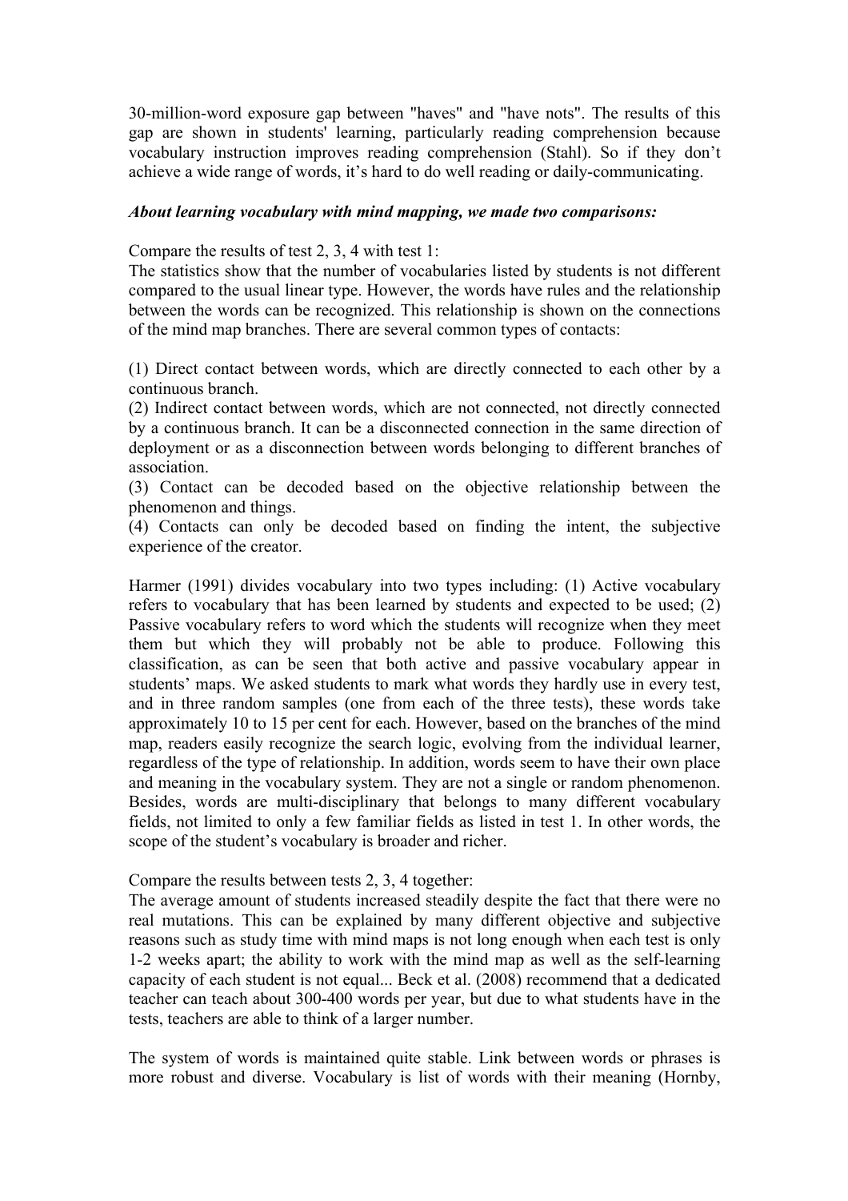30-million-word exposure gap between "haves" and "have nots". The results of this gap are shown in students' learning, particularly reading comprehension because vocabulary instruction improves reading comprehension (Stahl). So if they don't achieve a wide range of words, it's hard to do well reading or daily-communicating.

***About learning vocabulary with mind mapping, we made two comparisons:***

Compare the results of test 2, 3, 4 with test 1:
The statistics show that the number of vocabularies listed by students is not different compared to the usual linear type. However, the words have rules and the relationship between the words can be recognized. This relationship is shown on the connections of the mind map branches. There are several common types of contacts:

(1) Direct contact between words, which are directly connected to each other by a continuous branch.
(2) Indirect contact between words, which are not connected, not directly connected by a continuous branch. It can be a disconnected connection in the same direction of deployment or as a disconnection between words belonging to different branches of association.
(3) Contact can be decoded based on the objective relationship between the phenomenon and things.
(4) Contacts can only be decoded based on finding the intent, the subjective experience of the creator.

Harmer (1991) divides vocabulary into two types including: (1) Active vocabulary refers to vocabulary that has been learned by students and expected to be used; (2) Passive vocabulary refers to word which the students will recognize when they meet them but which they will probably not be able to produce. Following this classification, as can be seen that both active and passive vocabulary appear in students' maps. We asked students to mark what words they hardly use in every test, and in three random samples (one from each of the three tests), these words take approximately 10 to 15 per cent for each. However, based on the branches of the mind map, readers easily recognize the search logic, evolving from the individual learner, regardless of the type of relationship. In addition, words seem to have their own place and meaning in the vocabulary system. They are not a single or random phenomenon. Besides, words are multi-disciplinary that belongs to many different vocabulary fields, not limited to only a few familiar fields as listed in test 1. In other words, the scope of the student's vocabulary is broader and richer.

Compare the results between tests 2, 3, 4 together:
The average amount of students increased steadily despite the fact that there were no real mutations. This can be explained by many different objective and subjective reasons such as study time with mind maps is not long enough when each test is only 1-2 weeks apart; the ability to work with the mind map as well as the self-learning capacity of each student is not equal... Beck et al. (2008) recommend that a dedicated teacher can teach about 300-400 words per year, but due to what students have in the tests, teachers are able to think of a larger number.

The system of words is maintained quite stable. Link between words or phrases is more robust and diverse. Vocabulary is list of words with their meaning (Hornby,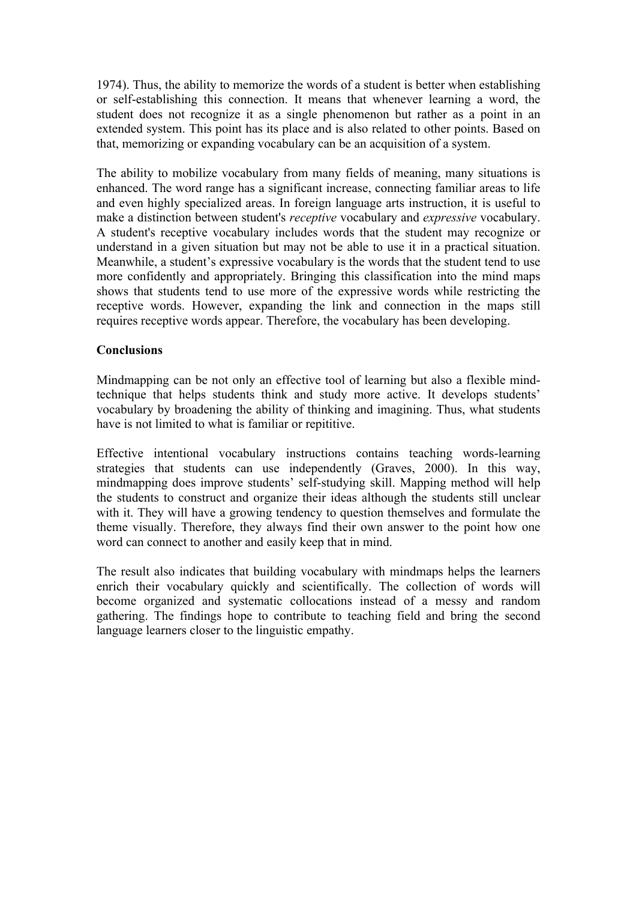1974). Thus, the ability to memorize the words of a student is better when establishing or self-establishing this connection. It means that whenever learning a word, the student does not recognize it as a single phenomenon but rather as a point in an extended system. This point has its place and is also related to other points. Based on that, memorizing or expanding vocabulary can be an acquisition of a system.

The ability to mobilize vocabulary from many fields of meaning, many situations is enhanced. The word range has a significant increase, connecting familiar areas to life and even highly specialized areas. In foreign language arts instruction, it is useful to make a distinction between student's *receptive* vocabulary and *expressive* vocabulary. A student's receptive vocabulary includes words that the student may recognize or understand in a given situation but may not be able to use it in a practical situation. Meanwhile, a student's expressive vocabulary is the words that the student tend to use more confidently and appropriately. Bringing this classification into the mind maps shows that students tend to use more of the expressive words while restricting the receptive words. However, expanding the link and connection in the maps still requires receptive words appear. Therefore, the vocabulary has been developing.

**Conclusions**

Mindmapping can be not only an effective tool of learning but also a flexible mind-technique that helps students think and study more active. It develops students' vocabulary by broadening the ability of thinking and imagining. Thus, what students have is not limited to what is familiar or repititive.

Effective intentional vocabulary instructions contains teaching words-learning strategies that students can use independently (Graves, 2000). In this way, mindmapping does improve students' self-studying skill. Mapping method will help the students to construct and organize their ideas although the students still unclear with it. They will have a growing tendency to question themselves and formulate the theme visually. Therefore, they always find their own answer to the point how one word can connect to another and easily keep that in mind.

The result also indicates that building vocabulary with mindmaps helps the learners enrich their vocabulary quickly and scientifically. The collection of words will become organized and systematic collocations instead of a messy and random gathering. The findings hope to contribute to teaching field and bring the second language learners closer to the linguistic empathy.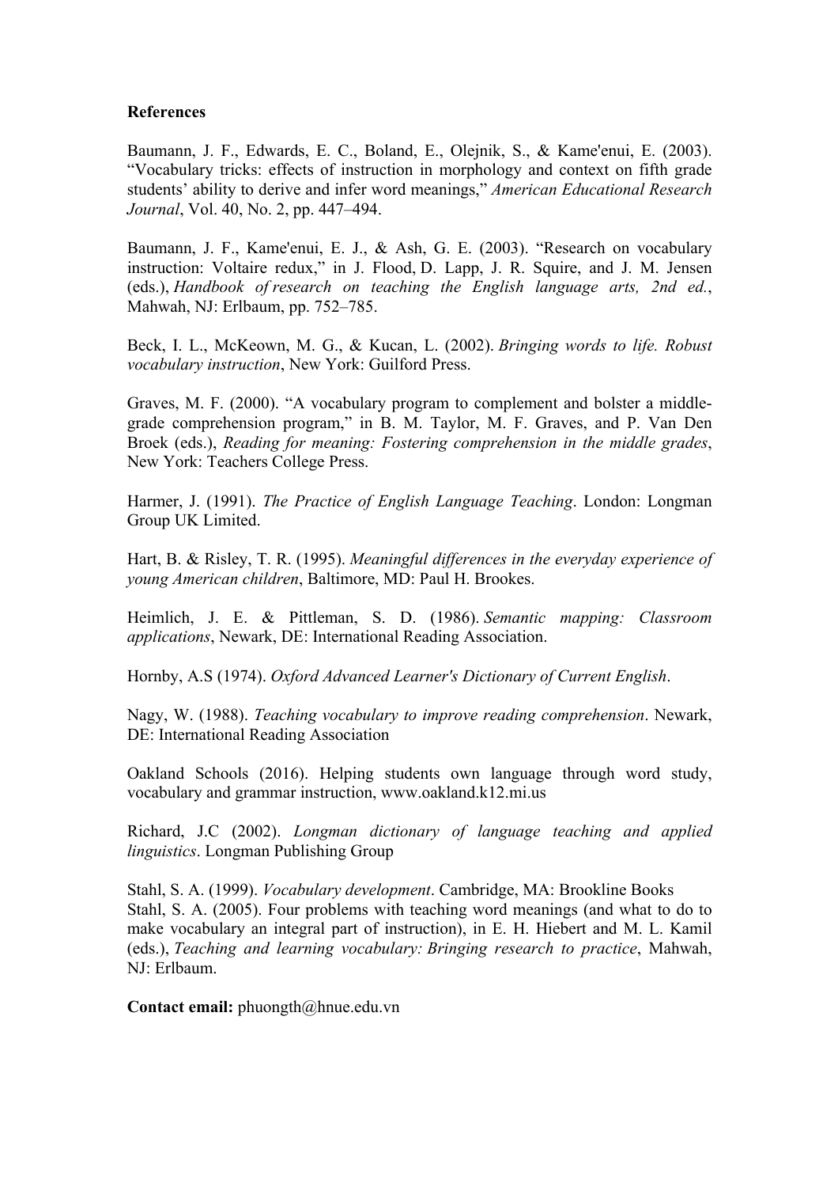**References**

Baumann, J. F., Edwards, E. C., Boland, E., Olejnik, S., & Kame'enui, E. (2003). "Vocabulary tricks: effects of instruction in morphology and context on fifth grade students' ability to derive and infer word meanings," *American Educational Research Journal*, Vol. 40, No. 2, pp. 447–494.

Baumann, J. F., Kame'enui, E. J., & Ash, G. E. (2003). "Research on vocabulary instruction: Voltaire redux," in J. Flood, D. Lapp, J. R. Squire, and J. M. Jensen (eds.), *Handbook of research on teaching the English language arts, 2nd ed.*, Mahwah, NJ: Erlbaum, pp. 752–785.

Beck, I. L., McKeown, M. G., & Kucan, L. (2002). *Bringing words to life. Robust vocabulary instruction*, New York: Guilford Press.

Graves, M. F. (2000). "A vocabulary program to complement and bolster a middle-grade comprehension program," in B. M. Taylor, M. F. Graves, and P. Van Den Broek (eds.), *Reading for meaning: Fostering comprehension in the middle grades*, New York: Teachers College Press.

Harmer, J. (1991). *The Practice of English Language Teaching*. London: Longman Group UK Limited.

Hart, B. & Risley, T. R. (1995). *Meaningful differences in the everyday experience of young American children*, Baltimore, MD: Paul H. Brookes.

Heimlich, J. E. & Pittleman, S. D. (1986). *Semantic mapping: Classroom applications*, Newark, DE: International Reading Association.

Hornby, A.S (1974). *Oxford Advanced Learner's Dictionary of Current English*.

Nagy, W. (1988). *Teaching vocabulary to improve reading comprehension*. Newark, DE: International Reading Association

Oakland Schools (2016). Helping students own language through word study, vocabulary and grammar instruction, www.oakland.k12.mi.us

Richard, J.C (2002). *Longman dictionary of language teaching and applied linguistics*. Longman Publishing Group

Stahl, S. A. (1999). *Vocabulary development*. Cambridge, MA: Brookline Books

Stahl, S. A. (2005). Four problems with teaching word meanings (and what to do to make vocabulary an integral part of instruction), in E. H. Hiebert and M. L. Kamil (eds.), *Teaching and learning vocabulary: Bringing research to practice*, Mahwah, NJ: Erlbaum.

**Contact email:** phuongth@hnue.edu.vn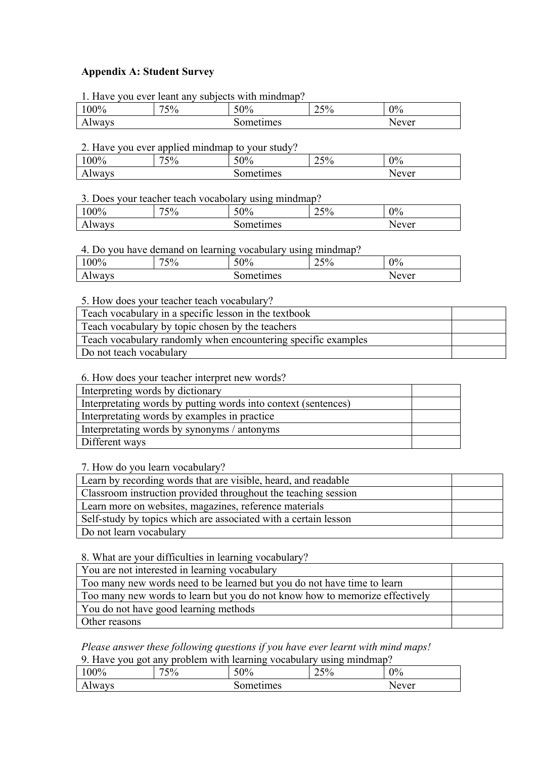**Appendix A: Student Survey**

1. Have you ever leant any subjects with mindmap?

| 100% | 75% | 50% | 25% | 0% |
|---|---|---|---|---|
| Always | | Sometimes | | Never |

2. Have you ever applied mindmap to your study?

| 100% | 75% | 50% | 25% | 0% |
|---|---|---|---|---|
| Always | | Sometimes | | Never |

3. Does your teacher teach vocabolary using mindmap?

| 100% | 75% | 50% | 25% | 0% |
|---|---|---|---|---|
| Always | | Sometimes | | Never |

4. Do you have demand on learning vocabulary using mindmap?

| 100% | 75% | 50% | 25% | 0% |
|---|---|---|---|---|
| Always | | Sometimes | | Never |

5. How does your teacher teach vocabulary?

| | |
|---|---|
| Teach vocabulary in a specific lesson in the textbook | |
| Teach vocabulary by topic chosen by the teachers | |
| Teach vocabulary randomly when encountering specific examples | |
| Do not teach vocabulary | |

6. How does your teacher interpret new words?

| | |
|---|---|
| Interpreting words by dictionary | |
| Interpretating words by putting words into context (sentences) | |
| Interpretating words by examples in practice | |
| Interpretating words by synonyms / antonyms | |
| Different ways | |

7. How do you learn vocabulary?

| | |
|---|---|
| Learn by recording words that are visible, heard, and readable | |
| Classroom instruction provided throughout the teaching session | |
| Learn more on websites, magazines, reference materials | |
| Self-study by topics which are associated with a certain lesson | |
| Do not learn vocabulary | |

8. What are your difficulties in learning vocabulary?

| | |
|---|---|
| You are not interested in learning vocabulary | |
| Too many new words need to be learned but you do not have time to learn | |
| Too many new words to learn but you do not know how to memorize effectively | |
| You do not have good learning methods | |
| Other reasons | |

*Please answer these following questions if you have ever learnt with mind maps!*

9. Have you got any problem with learning vocabulary using mindmap?

| 100% | 75% | 50% | 25% | 0% |
|---|---|---|---|---|
| Always | | Sometimes | | Never |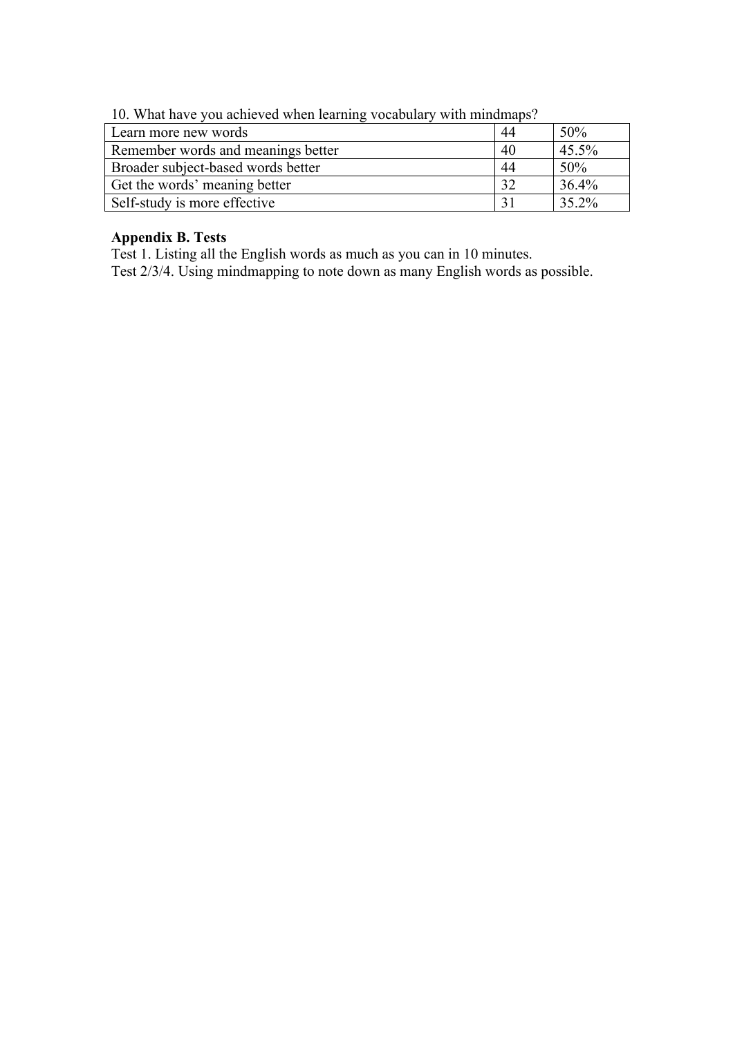10. What have you achieved when learning vocabulary with mindmaps?

| | | |
|---|---|---|
| Learn more new words | 44 | 50% |
| Remember words and meanings better | 40 | 45.5% |
| Broader subject-based words better | 44 | 50% |
| Get the words' meaning better | 32 | 36.4% |
| Self-study is more effective | 31 | 35.2% |

**Appendix B. Tests**

Test 1. Listing all the English words as much as you can in 10 minutes.

Test 2/3/4. Using mindmapping to note down as many English words as possible.